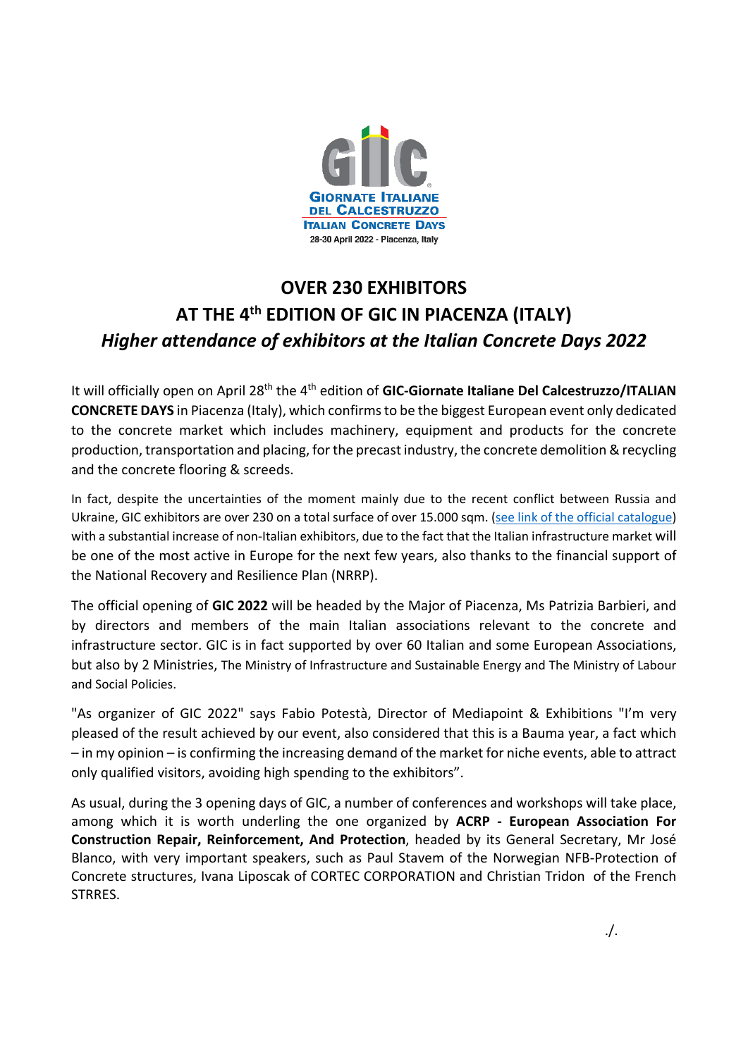GIORNATE ITALIANE DEL CALCESTRUZZO
ITALIAN CONCRETE DAYS
28-30 April 2022 - Piacenza, Italy

# OVER 230 EXHIBITORS
# AT THE 4th EDITION OF GIC IN PIACENZA (ITALY)
## *Higher attendance of exhibitors at the Italian Concrete Days 2022*

It will officially open on April 28th the 4th edition of **GIC-Giornate Italiane Del Calcestruzzo/ITALIAN CONCRETE DAYS** in Piacenza (Italy), which confirms to be the biggest European event only dedicated to the concrete market which includes machinery, equipment and products for the concrete production, transportation and placing, for the precast industry, the concrete demolition & recycling and the concrete flooring & screeds.

In fact, despite the uncertainties of the moment mainly due to the recent conflict between Russia and Ukraine, GIC exhibitors are over 230 on a total surface of over 15.000 sqm. (see link of the official catalogue) with a substantial increase of non-Italian exhibitors, due to the fact that the Italian infrastructure market will be one of the most active in Europe for the next few years, also thanks to the financial support of the National Recovery and Resilience Plan (NRRP).

The official opening of **GIC 2022** will be headed by the Major of Piacenza, Ms Patrizia Barbieri, and by directors and members of the main Italian associations relevant to the concrete and infrastructure sector. GIC is in fact supported by over 60 Italian and some European Associations, but also by 2 Ministries, The Ministry of Infrastructure and Sustainable Energy and The Ministry of Labour and Social Policies.

"As organizer of GIC 2022" says Fabio Potestà, Director of Mediapoint & Exhibitions "I'm very pleased of the result achieved by our event, also considered that this is a Bauma year, a fact which – in my opinion – is confirming the increasing demand of the market for niche events, able to attract only qualified visitors, avoiding high spending to the exhibitors".

As usual, during the 3 opening days of GIC, a number of conferences and workshops will take place, among which it is worth underling the one organized by **ACRP - European Association For Construction Repair, Reinforcement, And Protection**, headed by its General Secretary, Mr José Blanco, with very important speakers, such as Paul Stavem of the Norwegian NFB-Protection of Concrete structures, Ivana Liposcak of CORTEC CORPORATION and Christian Tridon of the French STRRES.

./.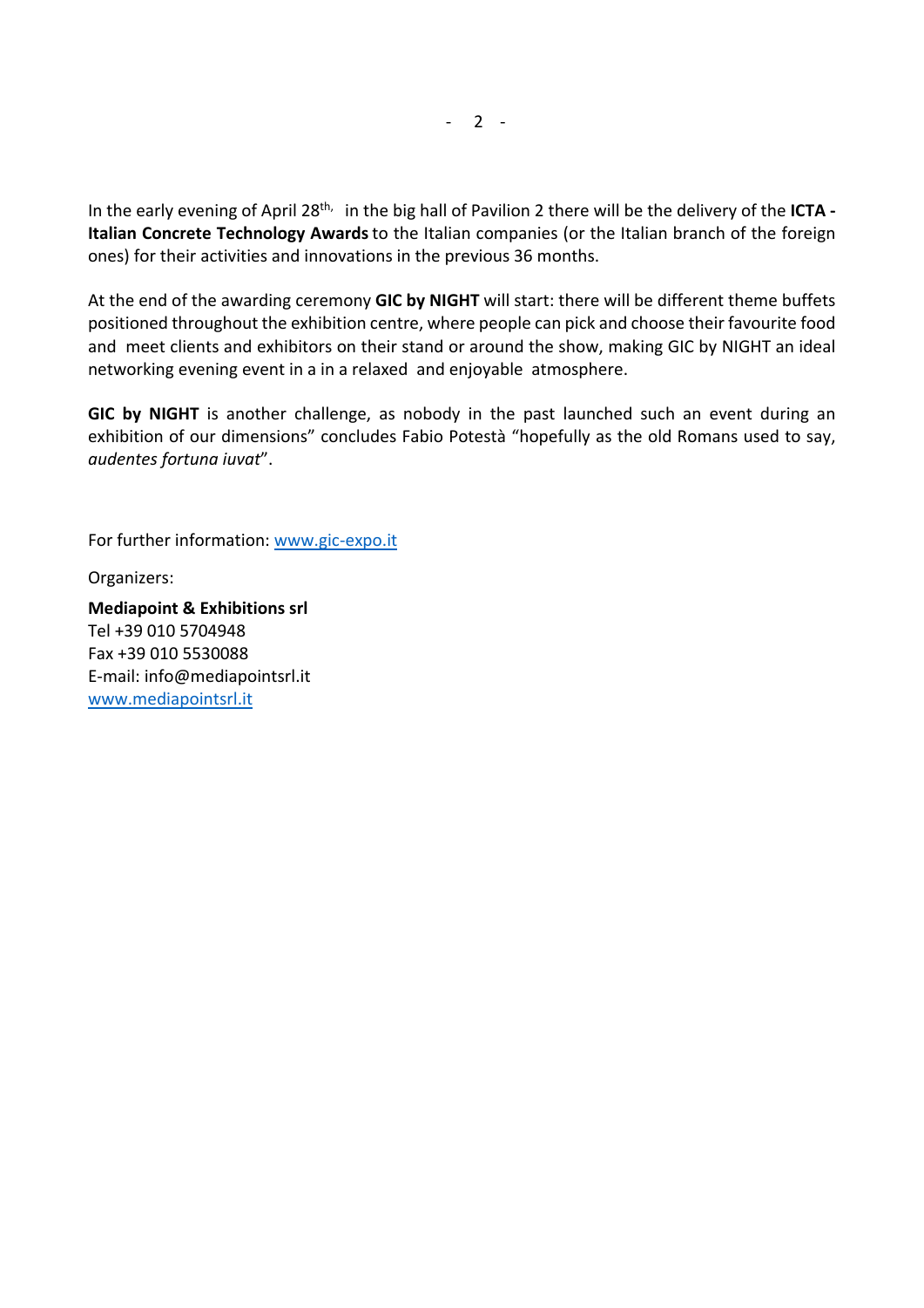In the early evening of April 28th, in the big hall of Pavilion 2 there will be the delivery of the **ICTA - Italian Concrete Technology Awards** to the Italian companies (or the Italian branch of the foreign ones) for their activities and innovations in the previous 36 months.

At the end of the awarding ceremony **GIC by NIGHT** will start: there will be different theme buffets positioned throughout the exhibition centre, where people can pick and choose their favourite food and meet clients and exhibitors on their stand or around the show, making GIC by NIGHT an ideal networking evening event in a in a relaxed and enjoyable atmosphere.

**GIC by NIGHT** is another challenge, as nobody in the past launched such an event during an exhibition of our dimensions" concludes Fabio Potestà "hopefully as the old Romans used to say, *audentes fortuna iuvat*".

For further information: www.gic-expo.it

Organizers:

**Mediapoint & Exhibitions srl**
Tel +39 010 5704948
Fax +39 010 5530088
E-mail: info@mediapointsrl.it
www.mediapointsrl.it